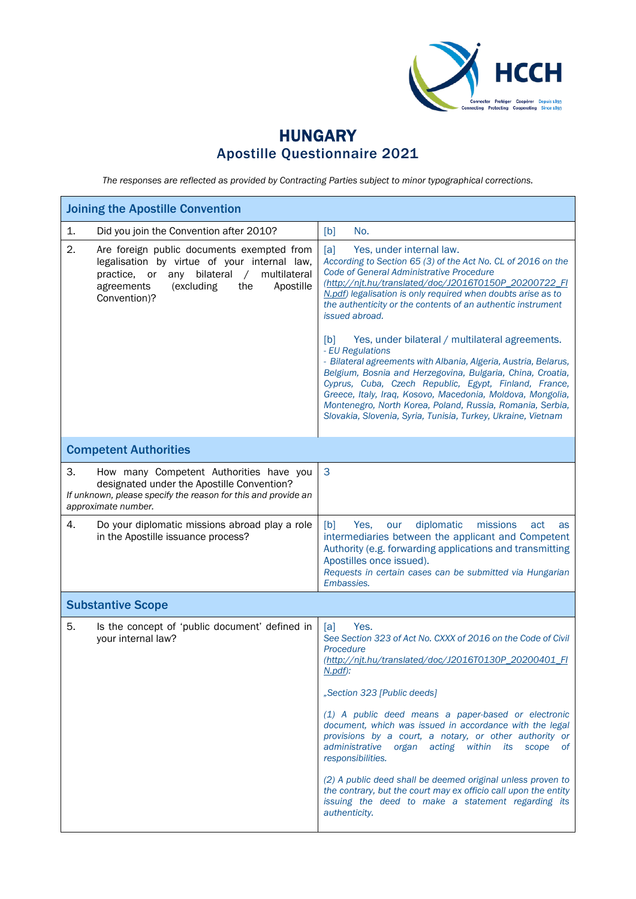# HUNGARY
## Apostille Questionnaire 2021

*The responses are reflected as provided by Contracting Parties subject to minor typographical corrections.*

| **Joining the Apostille Convention** | |
|---|---|
| 1. Did you join the Convention after 2010? | [b] No. |
| 2. Are foreign public documents exempted from legalisation by virtue of your internal law, practice, or any bilateral / multilateral agreements (excluding the Apostille Convention)? | [a] Yes, under internal law.<br>*According to Section 65 (3) of the Act No. CL of 2016 on the Code of General Administrative Procedure (http://njt.hu/translated/doc/J2016T0150P_20200722_FIN.pdf) legalisation is only required when doubts arise as to the authenticity or the contents of an authentic instrument issued abroad.*<br><br>[b] Yes, under bilateral / multilateral agreements.<br>*- EU Regulations*<br>*- Bilateral agreements with Albania, Algeria, Austria, Belarus, Belgium, Bosnia and Herzegovina, Bulgaria, China, Croatia, Cyprus, Cuba, Czech Republic, Egypt, Finland, France, Greece, Italy, Iraq, Kosovo, Macedonia, Moldova, Mongolia, Montenegro, North Korea, Poland, Russia, Romania, Serbia, Slovakia, Slovenia, Syria, Tunisia, Turkey, Ukraine, Vietnam* |
| **Competent Authorities** | |
| 3. How many Competent Authorities have you designated under the Apostille Convention?<br>*If unknown, please specify the reason for this and provide an approximate number.* | 3 |
| 4. Do your diplomatic missions abroad play a role in the Apostille issuance process? | [b] Yes, our diplomatic missions act as intermediaries between the applicant and Competent Authority (e.g. forwarding applications and transmitting Apostilles once issued).<br>*Requests in certain cases can be submitted via Hungarian Embassies.* |
| **Substantive Scope** | |
| 5. Is the concept of 'public document' defined in your internal law? | [a] Yes.<br>*See Section 323 of Act No. CXXX of 2016 on the Code of Civil Procedure (http://njt.hu/translated/doc/J2016T0130P_20200401_FIN.pdf):*<br><br>*„Section 323 [Public deeds]*<br><br>*(1) A public deed means a paper-based or electronic document, which was issued in accordance with the legal provisions by a court, a notary, or other authority or administrative organ acting within its scope of responsibilities.*<br><br>*(2) A public deed shall be deemed original unless proven to the contrary, but the court may ex officio call upon the entity issuing the deed to make a statement regarding its authenticity.* |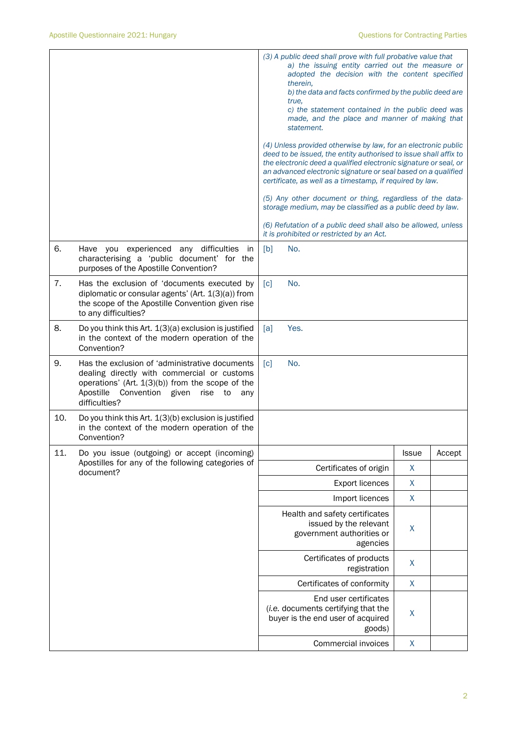| | | |
|---|---|---|
| | | *(3) A public deed shall prove with full probative value that*<br>*a) the issuing entity carried out the measure or adopted the decision with the content specified therein,*<br>*b) the data and facts confirmed by the public deed are true,*<br>*c) the statement contained in the public deed was made, and the place and manner of making that statement.*<br><br>*(4) Unless provided otherwise by law, for an electronic public deed to be issued, the entity authorised to issue shall affix to the electronic deed a qualified electronic signature or seal, or an advanced electronic signature or seal based on a qualified certificate, as well as a timestamp, if required by law.*<br><br>*(5) Any other document or thing, regardless of the data-storage medium, may be classified as a public deed by law.*<br><br>*(6) Refutation of a public deed shall also be allowed, unless it is prohibited or restricted by an Act.* |
| 6. | Have you experienced any difficulties in characterising a 'public document' for the purposes of the Apostille Convention? | [b] No. |
| 7. | Has the exclusion of 'documents executed by diplomatic or consular agents' (Art. 1(3)(a)) from the scope of the Apostille Convention given rise to any difficulties? | [c] No. |
| 8. | Do you think this Art. 1(3)(a) exclusion is justified in the context of the modern operation of the Convention? | [a] Yes. |
| 9. | Has the exclusion of 'administrative documents dealing directly with commercial or customs operations' (Art. 1(3)(b)) from the scope of the Apostille Convention given rise to any difficulties? | [c] No. |
| 10. | Do you think this Art. 1(3)(b) exclusion is justified in the context of the modern operation of the Convention? | |

| 11. Do you issue (outgoing) or accept (incoming) Apostilles for any of the following categories of document? | Issue | Accept |
|---|---|---|
| Certificates of origin | X | |
| Export licences | X | |
| Import licences | X | |
| Health and safety certificates issued by the relevant government authorities or agencies | X | |
| Certificates of products registration | X | |
| Certificates of conformity | X | |
| End user certificates (*i.e.* documents certifying that the buyer is the end user of acquired goods) | X | |
| Commercial invoices | X | |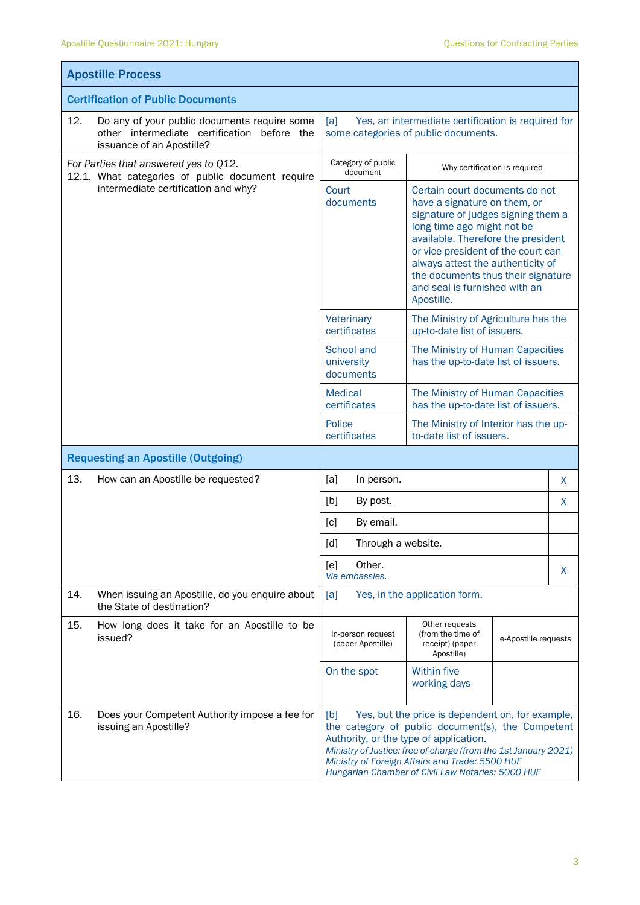## Apostille Process

### Certification of Public Documents

| | | |
|---|---|---|
| 12. Do any of your public documents require some other intermediate certification before the issuance of an Apostille? | [a] Yes, an intermediate certification is required for some categories of public documents. | |
| *For Parties that answered yes to Q12.* 12.1. What categories of public document require intermediate certification and why? | Category of public document | Why certification is required |
| | Court documents | Certain court documents do not have a signature on them, or signature of judges signing them a long time ago might not be available. Therefore the president or vice-president of the court can always attest the authenticity of the documents thus their signature and seal is furnished with an Apostille. |
| | Veterinary certificates | The Ministry of Agriculture has the up-to-date list of issuers. |
| | School and university documents | The Ministry of Human Capacities has the up-to-date list of issuers. |
| | Medical certificates | The Ministry of Human Capacities has the up-to-date list of issuers. |
| | Police certificates | The Ministry of Interior has the up-to-date list of issuers. |

### Requesting an Apostille (Outgoing)

| | | |
|---|---|---|
| 13. How can an Apostille be requested? | [a] In person. | X |
| | [b] By post. | X |
| | [c] By email. | |
| | [d] Through a website. | |
| | [e] Other. *Via embassies.* | X |
| 14. When issuing an Apostille, do you enquire about the State of destination? | [a] Yes, in the application form. | |

| | | | |
|---|---|---|---|
| 15. How long does it take for an Apostille to be issued? | In-person request (paper Apostille) | Other requests (from the time of receipt) (paper Apostille) | e-Apostille requests |
| | On the spot | Within five working days | |

| | |
|---|---|
| 16. Does your Competent Authority impose a fee for issuing an Apostille? | [b] Yes, but the price is dependent on, for example, the category of public document(s), the Competent Authority, or the type of application. *Ministry of Justice: free of charge (from the 1st January 2021)* *Ministry of Foreign Affairs and Trade: 5500 HUF* *Hungarian Chamber of Civil Law Notaries: 5000 HUF* |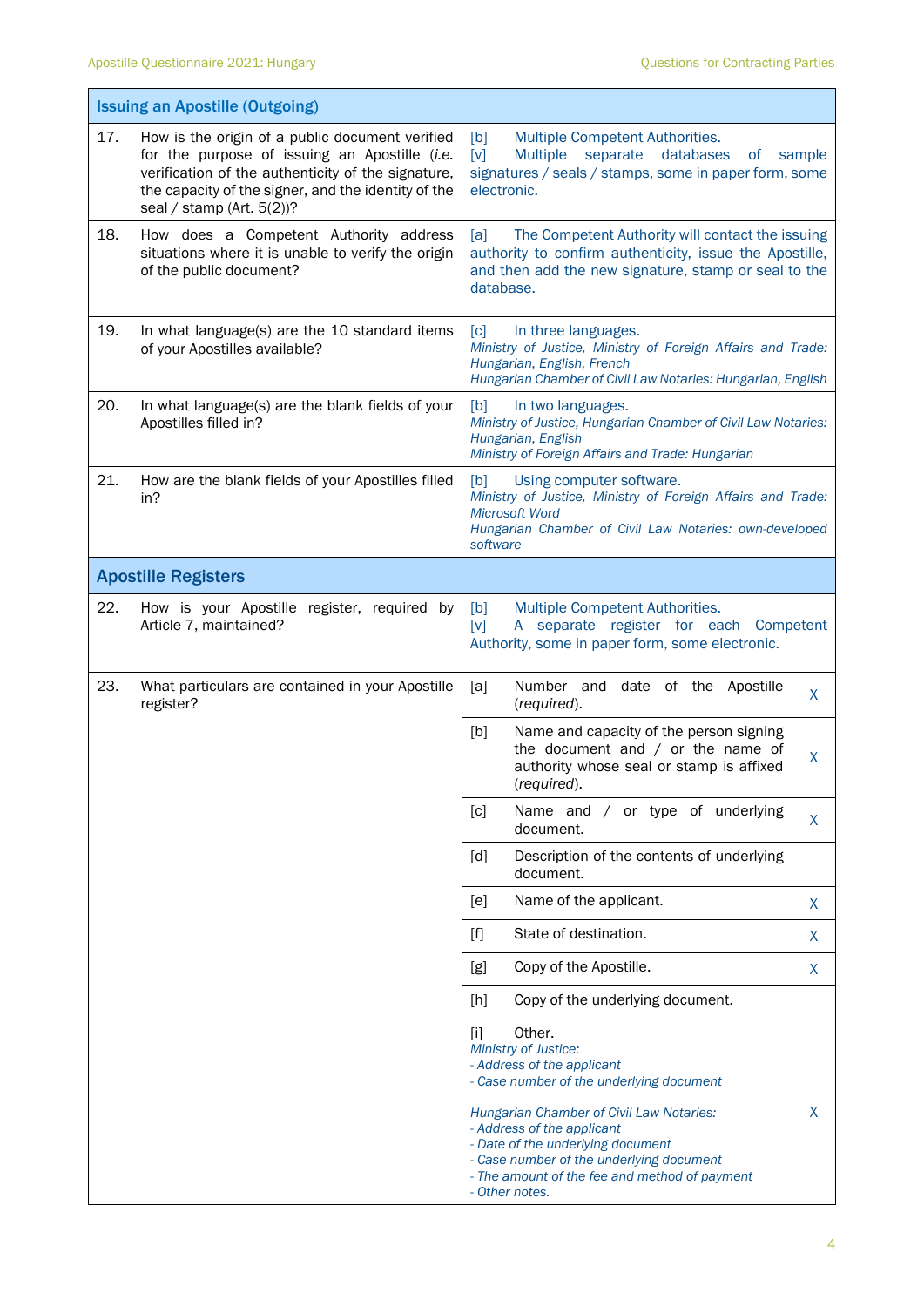| Issuing an Apostille (Outgoing) | | |
|---|---|---|
| 17. How is the origin of a public document verified for the purpose of issuing an Apostille (*i.e.* verification of the authenticity of the signature, the capacity of the signer, and the identity of the seal / stamp (Art. 5(2))? | [b] Multiple Competent Authorities.<br>[v] Multiple separate databases of sample signatures / seals / stamps, some in paper form, some electronic. | |
| 18. How does a Competent Authority address situations where it is unable to verify the origin of the public document? | [a] The Competent Authority will contact the issuing authority to confirm authenticity, issue the Apostille, and then add the new signature, stamp or seal to the database. | |
| 19. In what language(s) are the 10 standard items of your Apostilles available? | [c] In three languages.<br>*Ministry of Justice, Ministry of Foreign Affairs and Trade: Hungarian, English, French*<br>*Hungarian Chamber of Civil Law Notaries: Hungarian, English* | |
| 20. In what language(s) are the blank fields of your Apostilles filled in? | [b] In two languages.<br>*Ministry of Justice, Hungarian Chamber of Civil Law Notaries: Hungarian, English*<br>*Ministry of Foreign Affairs and Trade: Hungarian* | |
| 21. How are the blank fields of your Apostilles filled in? | [b] Using computer software.<br>*Ministry of Justice, Ministry of Foreign Affairs and Trade: Microsoft Word*<br>*Hungarian Chamber of Civil Law Notaries: own-developed software* | |
| **Apostille Registers** | | |
| 22. How is your Apostille register, required by Article 7, maintained? | [b] Multiple Competent Authorities.<br>[v] A separate register for each Competent Authority, some in paper form, some electronic. | |
| 23. What particulars are contained in your Apostille register? | [a] Number and date of the Apostille (*required*). | X |
| | [b] Name and capacity of the person signing the document and / or the name of authority whose seal or stamp is affixed (*required*). | X |
| | [c] Name and / or type of underlying document. | X |
| | [d] Description of the contents of underlying document. | |
| | [e] Name of the applicant. | X |
| | [f] State of destination. | X |
| | [g] Copy of the Apostille. | X |
| | [h] Copy of the underlying document. | |
| | [i] Other.<br>*Ministry of Justice:*<br>*- Address of the applicant*<br>*- Case number of the underlying document*<br><br>*Hungarian Chamber of Civil Law Notaries:*<br>*- Address of the applicant*<br>*- Date of the underlying document*<br>*- Case number of the underlying document*<br>*- The amount of the fee and method of payment*<br>*- Other notes.* | X |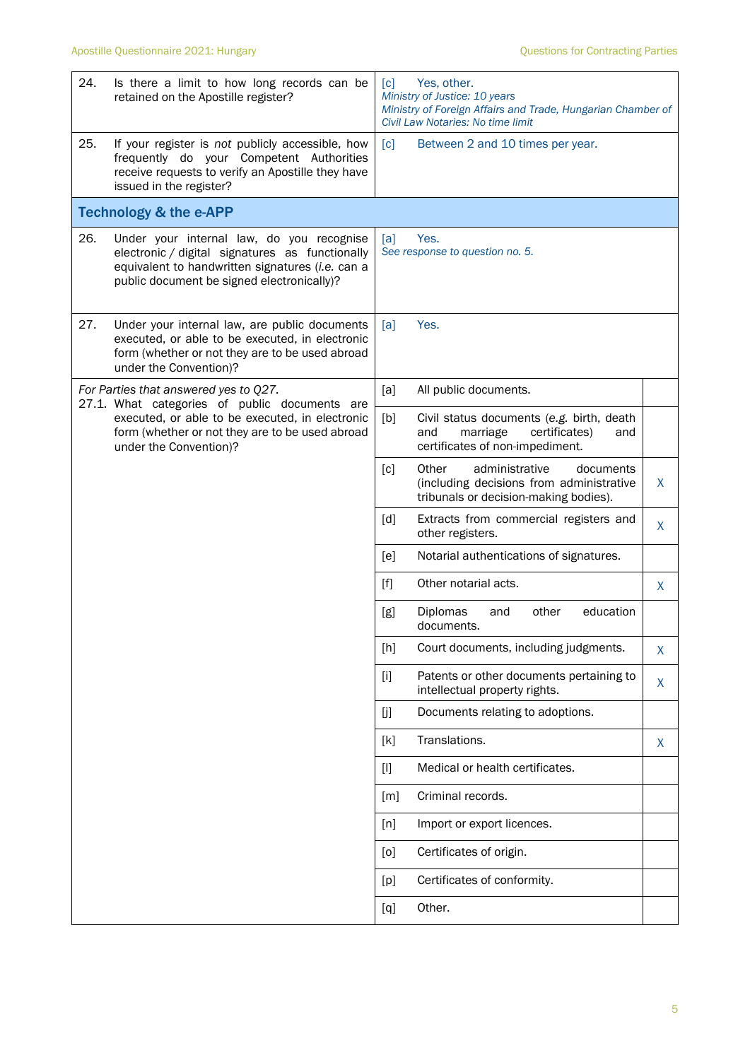| | |
|---|---|
| 24. Is there a limit to how long records can be retained on the Apostille register? | [c] Yes, other.<br>*Ministry of Justice: 10 years*<br>*Ministry of Foreign Affairs and Trade, Hungarian Chamber of Civil Law Notaries: No time limit* |
| 25. If your register is *not* publicly accessible, how frequently do your Competent Authorities receive requests to verify an Apostille they have issued in the register? | [c] Between 2 and 10 times per year. |

## Technology & the e-APP

| | |
|---|---|
| 26. Under your internal law, do you recognise electronic / digital signatures as functionally equivalent to handwritten signatures (*i.e.* can a public document be signed electronically)? | [a] Yes.<br>*See response to question no. 5.* |
| 27. Under your internal law, are public documents executed, or able to be executed, in electronic form (whether or not they are to be used abroad under the Convention)? | [a] Yes. |

| | | | |
|---|---|---|---|
| *For Parties that answered yes to Q27.*<br>27.1. What categories of public documents are executed, or able to be executed, in electronic form (whether or not they are to be used abroad under the Convention)? | [a] | All public documents. | |
| | [b] | Civil status documents (*e.g.* birth, death and marriage certificates) and certificates of non-impediment. | |
| | [c] | Other administrative documents (including decisions from administrative tribunals or decision-making bodies). | X |
| | [d] | Extracts from commercial registers and other registers. | X |
| | [e] | Notarial authentications of signatures. | |
| | [f] | Other notarial acts. | X |
| | [g] | Diplomas and other education documents. | |
| | [h] | Court documents, including judgments. | X |
| | [i] | Patents or other documents pertaining to intellectual property rights. | X |
| | [j] | Documents relating to adoptions. | |
| | [k] | Translations. | X |
| | [l] | Medical or health certificates. | |
| | [m] | Criminal records. | |
| | [n] | Import or export licences. | |
| | [o] | Certificates of origin. | |
| | [p] | Certificates of conformity. | |
| | [q] | Other. | |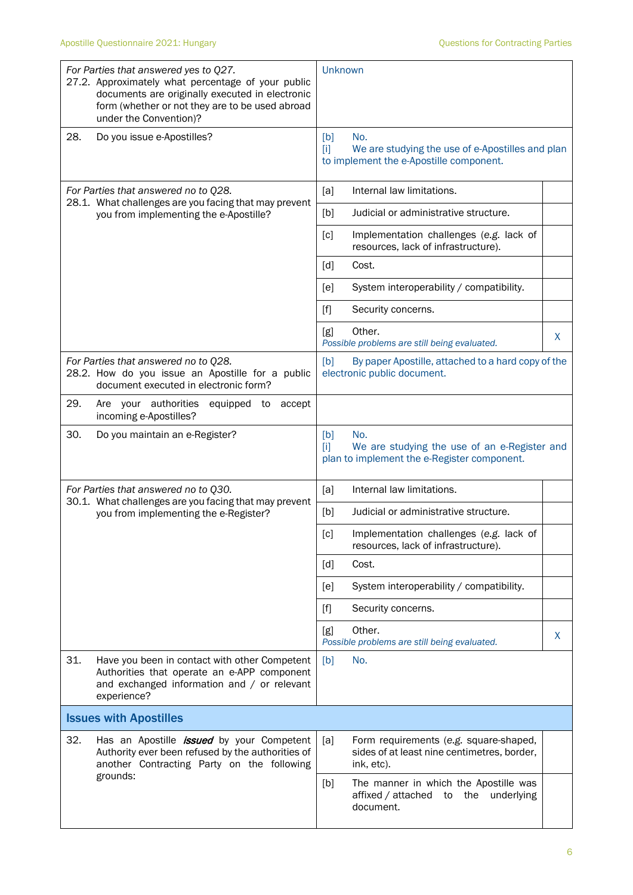| | | |
|---|---|---|
| *For Parties that answered yes to Q27.*<br>27.2. Approximately what percentage of your public documents are originally executed in electronic form (whether or not they are to be used abroad under the Convention)? | Unknown | |
| 28. Do you issue e-Apostilles? | [b] No.<br>[i] We are studying the use of e-Apostilles and plan to implement the e-Apostille component. | |
| *For Parties that answered no to Q28.*<br>28.1. What challenges are you facing that may prevent you from implementing the e-Apostille? | [a] Internal law limitations. | |
| | [b] Judicial or administrative structure. | |
| | [c] Implementation challenges (*e.g.* lack of resources, lack of infrastructure). | |
| | [d] Cost. | |
| | [e] System interoperability / compatibility. | |
| | [f] Security concerns. | |
| | [g] Other.<br>*Possible problems are still being evaluated.* | X |
| *For Parties that answered no to Q28.*<br>28.2. How do you issue an Apostille for a public document executed in electronic form? | [b] By paper Apostille, attached to a hard copy of the electronic public document. | |
| 29. Are your authorities equipped to accept incoming e-Apostilles? | | |
| 30. Do you maintain an e-Register? | [b] No.<br>[i] We are studying the use of an e-Register and plan to implement the e-Register component. | |
| *For Parties that answered no to Q30.*<br>30.1. What challenges are you facing that may prevent you from implementing the e-Register? | [a] Internal law limitations. | |
| | [b] Judicial or administrative structure. | |
| | [c] Implementation challenges (*e.g.* lack of resources, lack of infrastructure). | |
| | [d] Cost. | |
| | [e] System interoperability / compatibility. | |
| | [f] Security concerns. | |
| | [g] Other.<br>*Possible problems are still being evaluated.* | X |
| 31. Have you been in contact with other Competent Authorities that operate an e-APP component and exchanged information and / or relevant experience? | [b] No. | |
| **Issues with Apostilles** | | |
| 32. Has an Apostille ***issued*** by your Competent Authority ever been refused by the authorities of another Contracting Party on the following grounds: | [a] Form requirements (*e.g.* square-shaped, sides of at least nine centimetres, border, ink, etc). | |
| | [b] The manner in which the Apostille was affixed / attached to the underlying document. | |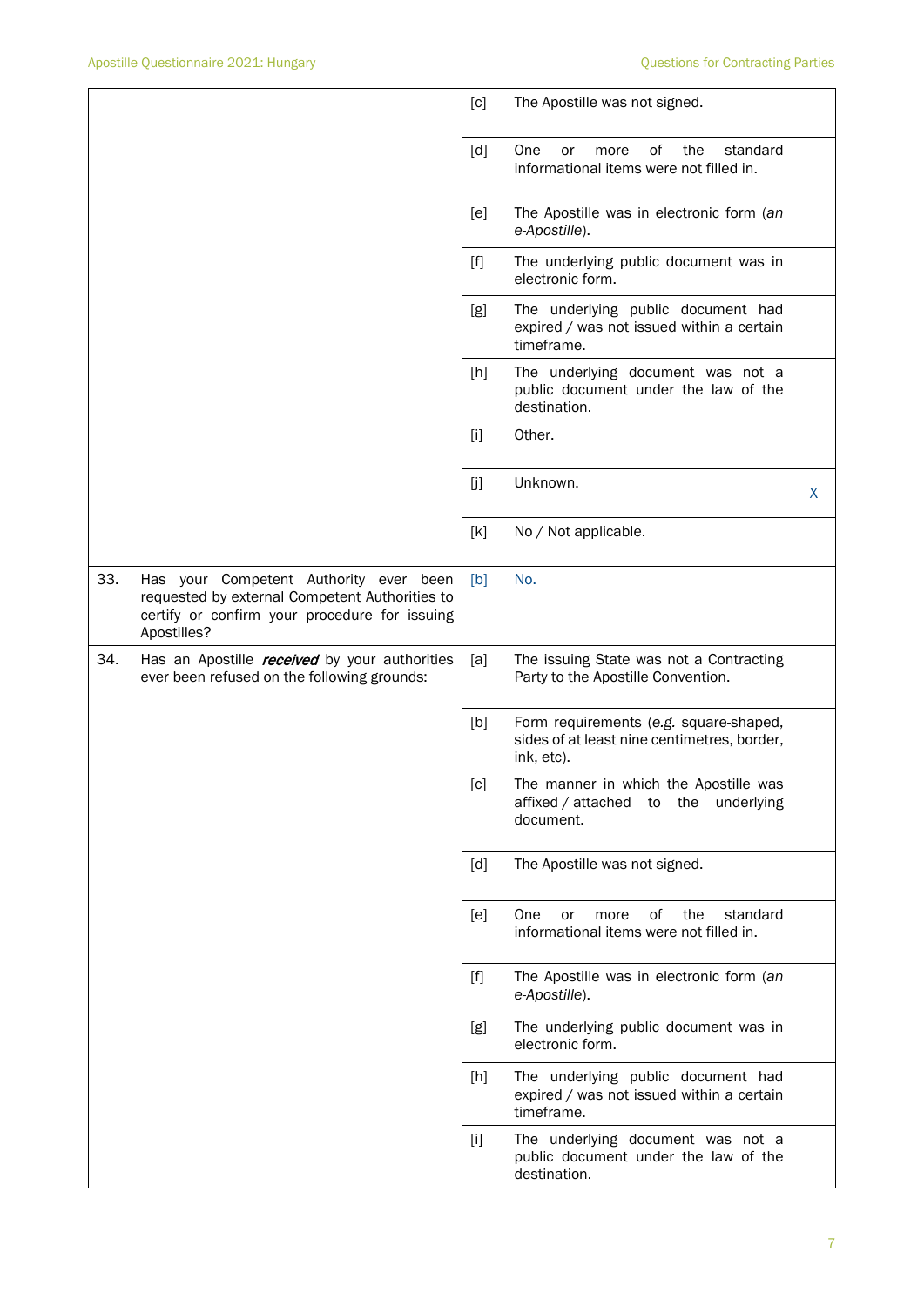| | | | |
|---|---|---|---|
| | [c] | The Apostille was not signed. | |
| | [d] | One or more of the standard informational items were not filled in. | |
| | [e] | The Apostille was in electronic form (*an e-Apostille*). | |
| | [f] | The underlying public document was in electronic form. | |
| | [g] | The underlying public document had expired / was not issued within a certain timeframe. | |
| | [h] | The underlying document was not a public document under the law of the destination. | |
| | [i] | Other. | |
| | [j] | Unknown. | X |
| | [k] | No / Not applicable. | |
| 33. Has your Competent Authority ever been requested by external Competent Authorities to certify or confirm your procedure for issuing Apostilles? | [b] | No. | |
| 34. Has an Apostille ***received*** by your authorities ever been refused on the following grounds: | [a] | The issuing State was not a Contracting Party to the Apostille Convention. | |
| | [b] | Form requirements (*e.g.* square-shaped, sides of at least nine centimetres, border, ink, etc). | |
| | [c] | The manner in which the Apostille was affixed / attached to the underlying document. | |
| | [d] | The Apostille was not signed. | |
| | [e] | One or more of the standard informational items were not filled in. | |
| | [f] | The Apostille was in electronic form (*an e-Apostille*). | |
| | [g] | The underlying public document was in electronic form. | |
| | [h] | The underlying public document had expired / was not issued within a certain timeframe. | |
| | [i] | The underlying document was not a public document under the law of the destination. | |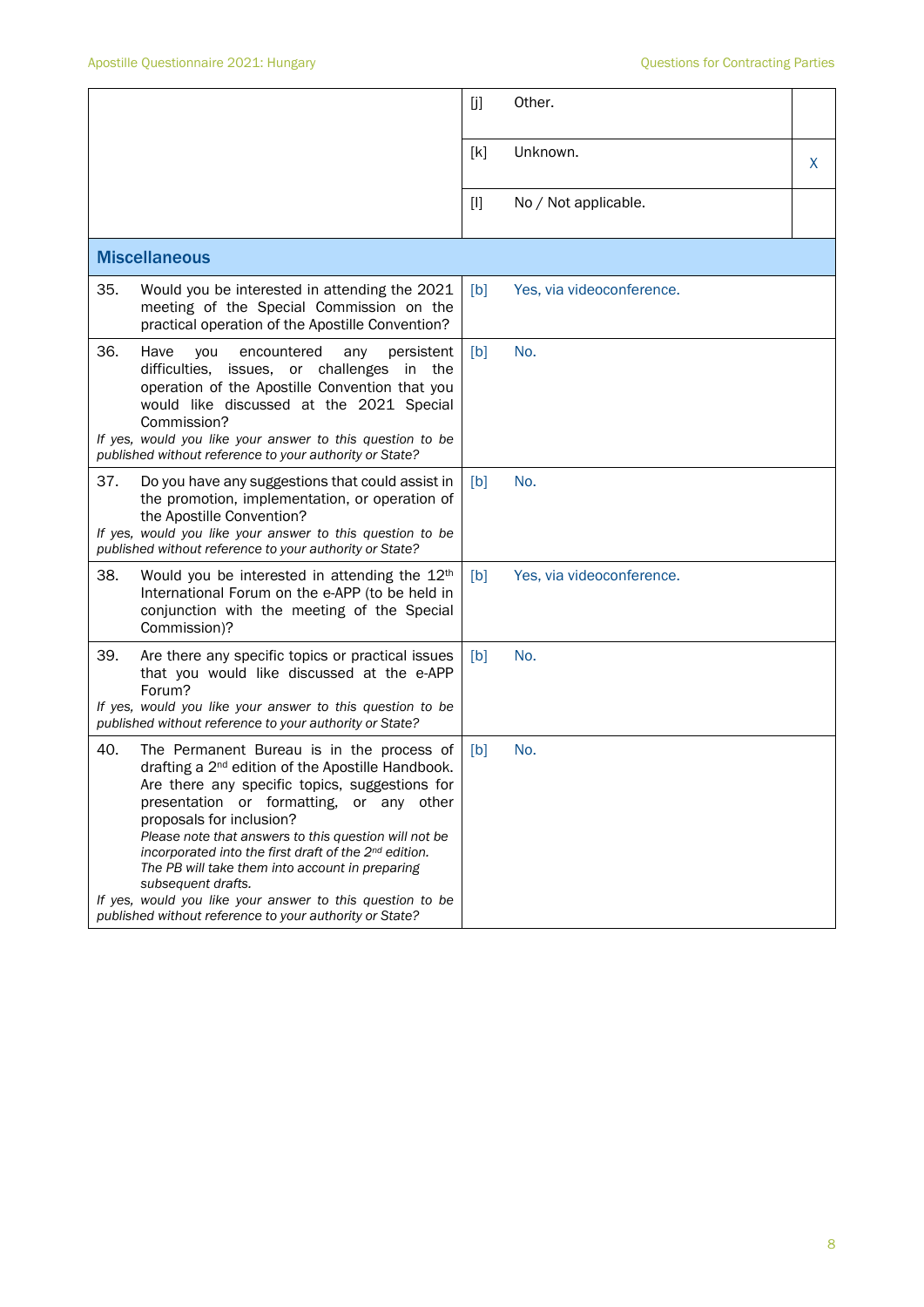| | | | |
|---|---|---|---|
| | [j] | Other. | |
| | [k] | Unknown. | X |
| | [l] | No / Not applicable. | |

## Miscellaneous

| | | |
|---|---|---|
| 35. Would you be interested in attending the 2021 meeting of the Special Commission on the practical operation of the Apostille Convention? | [b] | Yes, via videoconference. |
| 36. Have you encountered any persistent difficulties, issues, or challenges in the operation of the Apostille Convention that you would like discussed at the 2021 Special Commission? *If yes, would you like your answer to this question to be published without reference to your authority or State?* | [b] | No. |
| 37. Do you have any suggestions that could assist in the promotion, implementation, or operation of the Apostille Convention? *If yes, would you like your answer to this question to be published without reference to your authority or State?* | [b] | No. |
| 38. Would you be interested in attending the 12th International Forum on the e-APP (to be held in conjunction with the meeting of the Special Commission)? | [b] | Yes, via videoconference. |
| 39. Are there any specific topics or practical issues that you would like discussed at the e-APP Forum? *If yes, would you like your answer to this question to be published without reference to your authority or State?* | [b] | No. |
| 40. The Permanent Bureau is in the process of drafting a 2nd edition of the Apostille Handbook. Are there any specific topics, suggestions for presentation or formatting, or any other proposals for inclusion? *Please note that answers to this question will not be incorporated into the first draft of the 2nd edition. The PB will take them into account in preparing subsequent drafts.* *If yes, would you like your answer to this question to be published without reference to your authority or State?* | [b] | No. |